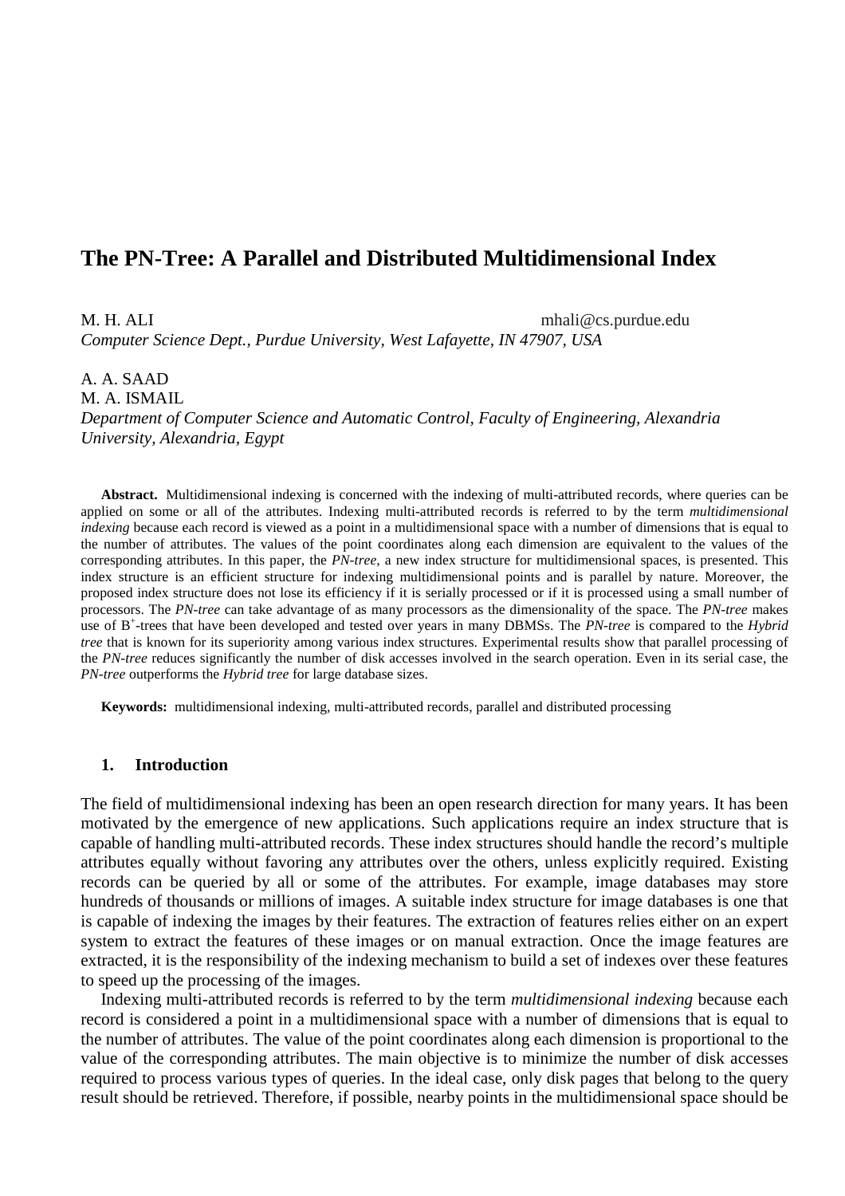# The PN-Tree: A Parallel and Distributed Multidimensional Index

M. H. ALI mhali@cs.purdue.edu
*Computer Science Dept., Purdue University, West Lafayette, IN 47907, USA*

A. A. SAAD
M. A. ISMAIL
*Department of Computer Science and Automatic Control, Faculty of Engineering, Alexandria University, Alexandria, Egypt*

**Abstract.** Multidimensional indexing is concerned with the indexing of multi-attributed records, where queries can be applied on some or all of the attributes. Indexing multi-attributed records is referred to by the term *multidimensional indexing* because each record is viewed as a point in a multidimensional space with a number of dimensions that is equal to the number of attributes. The values of the point coordinates along each dimension are equivalent to the values of the corresponding attributes. In this paper, the *PN-tree*, a new index structure for multidimensional spaces, is presented. This index structure is an efficient structure for indexing multidimensional points and is parallel by nature. Moreover, the proposed index structure does not lose its efficiency if it is serially processed or if it is processed using a small number of processors. The *PN-tree* can take advantage of as many processors as the dimensionality of the space. The *PN-tree* makes use of $B^+$-trees that have been developed and tested over years in many DBMSs. The *PN-tree* is compared to the *Hybrid tree* that is known for its superiority among various index structures. Experimental results show that parallel processing of the *PN-tree* reduces significantly the number of disk accesses involved in the search operation. Even in its serial case, the *PN-tree* outperforms the *Hybrid tree* for large database sizes.

**Keywords:** multidimensional indexing, multi-attributed records, parallel and distributed processing

## 1. Introduction

The field of multidimensional indexing has been an open research direction for many years. It has been motivated by the emergence of new applications. Such applications require an index structure that is capable of handling multi-attributed records. These index structures should handle the record's multiple attributes equally without favoring any attributes over the others, unless explicitly required. Existing records can be queried by all or some of the attributes. For example, image databases may store hundreds of thousands or millions of images. A suitable index structure for image databases is one that is capable of indexing the images by their features. The extraction of features relies either on an expert system to extract the features of these images or on manual extraction. Once the image features are extracted, it is the responsibility of the indexing mechanism to build a set of indexes over these features to speed up the processing of the images.

Indexing multi-attributed records is referred to by the term *multidimensional indexing* because each record is considered a point in a multidimensional space with a number of dimensions that is equal to the number of attributes. The value of the point coordinates along each dimension is proportional to the value of the corresponding attributes. The main objective is to minimize the number of disk accesses required to process various types of queries. In the ideal case, only disk pages that belong to the query result should be retrieved. Therefore, if possible, nearby points in the multidimensional space should be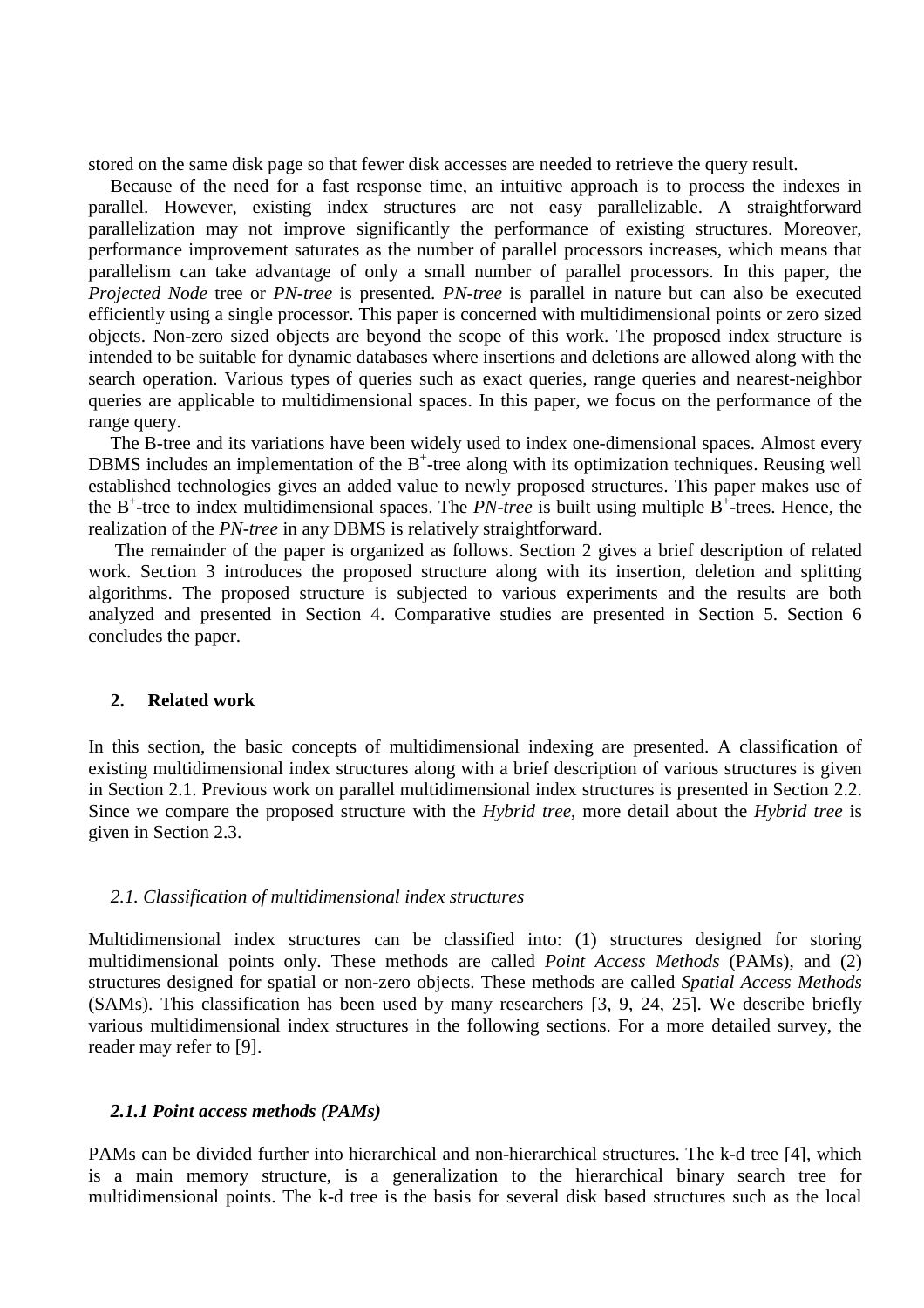stored on the same disk page so that fewer disk accesses are needed to retrieve the query result.

Because of the need for a fast response time, an intuitive approach is to process the indexes in parallel. However, existing index structures are not easy parallelizable. A straightforward parallelization may not improve significantly the performance of existing structures. Moreover, performance improvement saturates as the number of parallel processors increases, which means that parallelism can take advantage of only a small number of parallel processors. In this paper, the *Projected Node* tree or *PN-tree* is presented. *PN-tree* is parallel in nature but can also be executed efficiently using a single processor. This paper is concerned with multidimensional points or zero sized objects. Non-zero sized objects are beyond the scope of this work. The proposed index structure is intended to be suitable for dynamic databases where insertions and deletions are allowed along with the search operation. Various types of queries such as exact queries, range queries and nearest-neighbor queries are applicable to multidimensional spaces. In this paper, we focus on the performance of the range query.

The B-tree and its variations have been widely used to index one-dimensional spaces. Almost every DBMS includes an implementation of the $B^+$-tree along with its optimization techniques. Reusing well established technologies gives an added value to newly proposed structures. This paper makes use of the $B^+$-tree to index multidimensional spaces. The *PN-tree* is built using multiple $B^+$-trees. Hence, the realization of the *PN-tree* in any DBMS is relatively straightforward.

The remainder of the paper is organized as follows. Section 2 gives a brief description of related work. Section 3 introduces the proposed structure along with its insertion, deletion and splitting algorithms. The proposed structure is subjected to various experiments and the results are both analyzed and presented in Section 4. Comparative studies are presented in Section 5. Section 6 concludes the paper.

## 2. Related work

In this section, the basic concepts of multidimensional indexing are presented. A classification of existing multidimensional index structures along with a brief description of various structures is given in Section 2.1. Previous work on parallel multidimensional index structures is presented in Section 2.2. Since we compare the proposed structure with the *Hybrid tree*, more detail about the *Hybrid tree* is given in Section 2.3.

### *2.1. Classification of multidimensional index structures*

Multidimensional index structures can be classified into: (1) structures designed for storing multidimensional points only. These methods are called *Point Access Methods* (PAMs), and (2) structures designed for spatial or non-zero objects. These methods are called *Spatial Access Methods* (SAMs). This classification has been used by many researchers [3, 9, 24, 25]. We describe briefly various multidimensional index structures in the following sections. For a more detailed survey, the reader may refer to [9].

#### ***2.1.1 Point access methods (PAMs)***

PAMs can be divided further into hierarchical and non-hierarchical structures. The k-d tree [4], which is a main memory structure, is a generalization to the hierarchical binary search tree for multidimensional points. The k-d tree is the basis for several disk based structures such as the local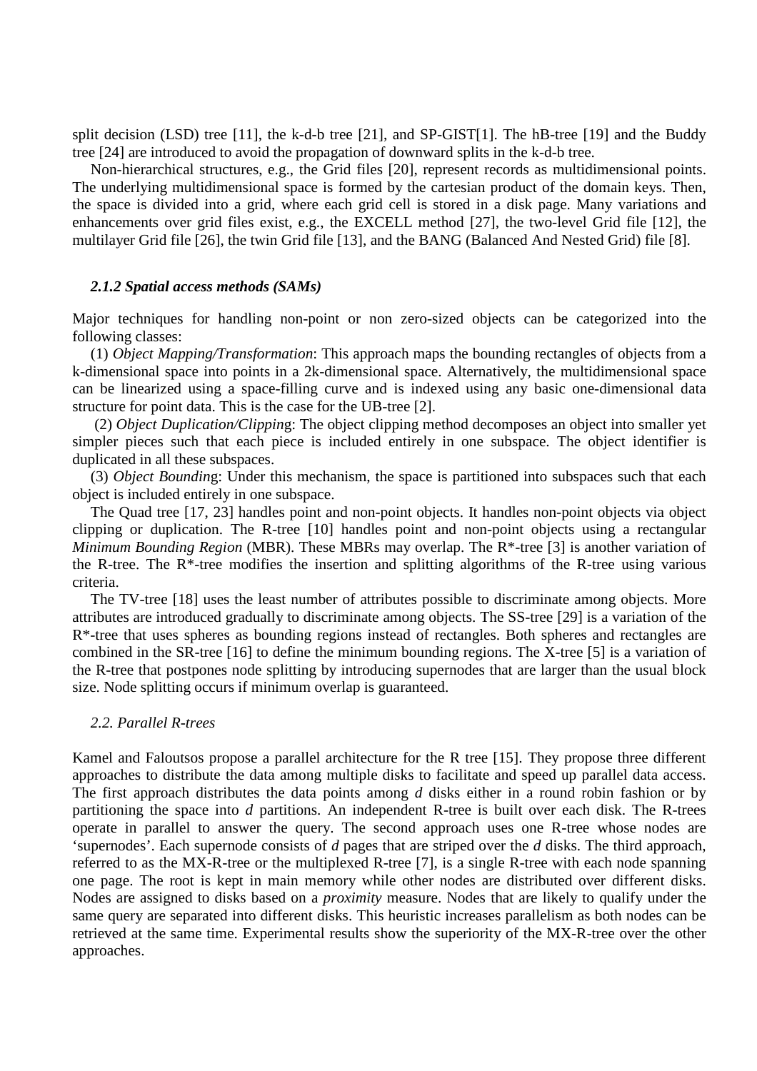split decision (LSD) tree [11], the k-d-b tree [21], and SP-GIST[1]. The hB-tree [19] and the Buddy tree [24] are introduced to avoid the propagation of downward splits in the k-d-b tree.

Non-hierarchical structures, e.g., the Grid files [20], represent records as multidimensional points. The underlying multidimensional space is formed by the cartesian product of the domain keys. Then, the space is divided into a grid, where each grid cell is stored in a disk page. Many variations and enhancements over grid files exist, e.g., the EXCELL method [27], the two-level Grid file [12], the multilayer Grid file [26], the twin Grid file [13], and the BANG (Balanced And Nested Grid) file [8].

#### *2.1.2 Spatial access methods (SAMs)*

Major techniques for handling non-point or non zero-sized objects can be categorized into the following classes:

(1) *Object Mapping/Transformation*: This approach maps the bounding rectangles of objects from a k-dimensional space into points in a 2k-dimensional space. Alternatively, the multidimensional space can be linearized using a space-filling curve and is indexed using any basic one-dimensional data structure for point data. This is the case for the UB-tree [2].

(2) *Object Duplication/Clipping*: The object clipping method decomposes an object into smaller yet simpler pieces such that each piece is included entirely in one subspace. The object identifier is duplicated in all these subspaces.

(3) *Object Bounding*: Under this mechanism, the space is partitioned into subspaces such that each object is included entirely in one subspace.

The Quad tree [17, 23] handles point and non-point objects. It handles non-point objects via object clipping or duplication. The R-tree [10] handles point and non-point objects using a rectangular *Minimum Bounding Region* (MBR). These MBRs may overlap. The R*-tree [3] is another variation of the R-tree. The R*-tree modifies the insertion and splitting algorithms of the R-tree using various criteria.

The TV-tree [18] uses the least number of attributes possible to discriminate among objects. More attributes are introduced gradually to discriminate among objects. The SS-tree [29] is a variation of the R*-tree that uses spheres as bounding regions instead of rectangles. Both spheres and rectangles are combined in the SR-tree [16] to define the minimum bounding regions. The X-tree [5] is a variation of the R-tree that postpones node splitting by introducing supernodes that are larger than the usual block size. Node splitting occurs if minimum overlap is guaranteed.

### *2.2. Parallel R-trees*

Kamel and Faloutsos propose a parallel architecture for the R tree [15]. They propose three different approaches to distribute the data among multiple disks to facilitate and speed up parallel data access. The first approach distributes the data points among *d* disks either in a round robin fashion or by partitioning the space into *d* partitions. An independent R-tree is built over each disk. The R-trees operate in parallel to answer the query. The second approach uses one R-tree whose nodes are 'supernodes'. Each supernode consists of *d* pages that are striped over the *d* disks. The third approach, referred to as the MX-R-tree or the multiplexed R-tree [7], is a single R-tree with each node spanning one page. The root is kept in main memory while other nodes are distributed over different disks. Nodes are assigned to disks based on a *proximity* measure. Nodes that are likely to qualify under the same query are separated into different disks. This heuristic increases parallelism as both nodes can be retrieved at the same time. Experimental results show the superiority of the MX-R-tree over the other approaches.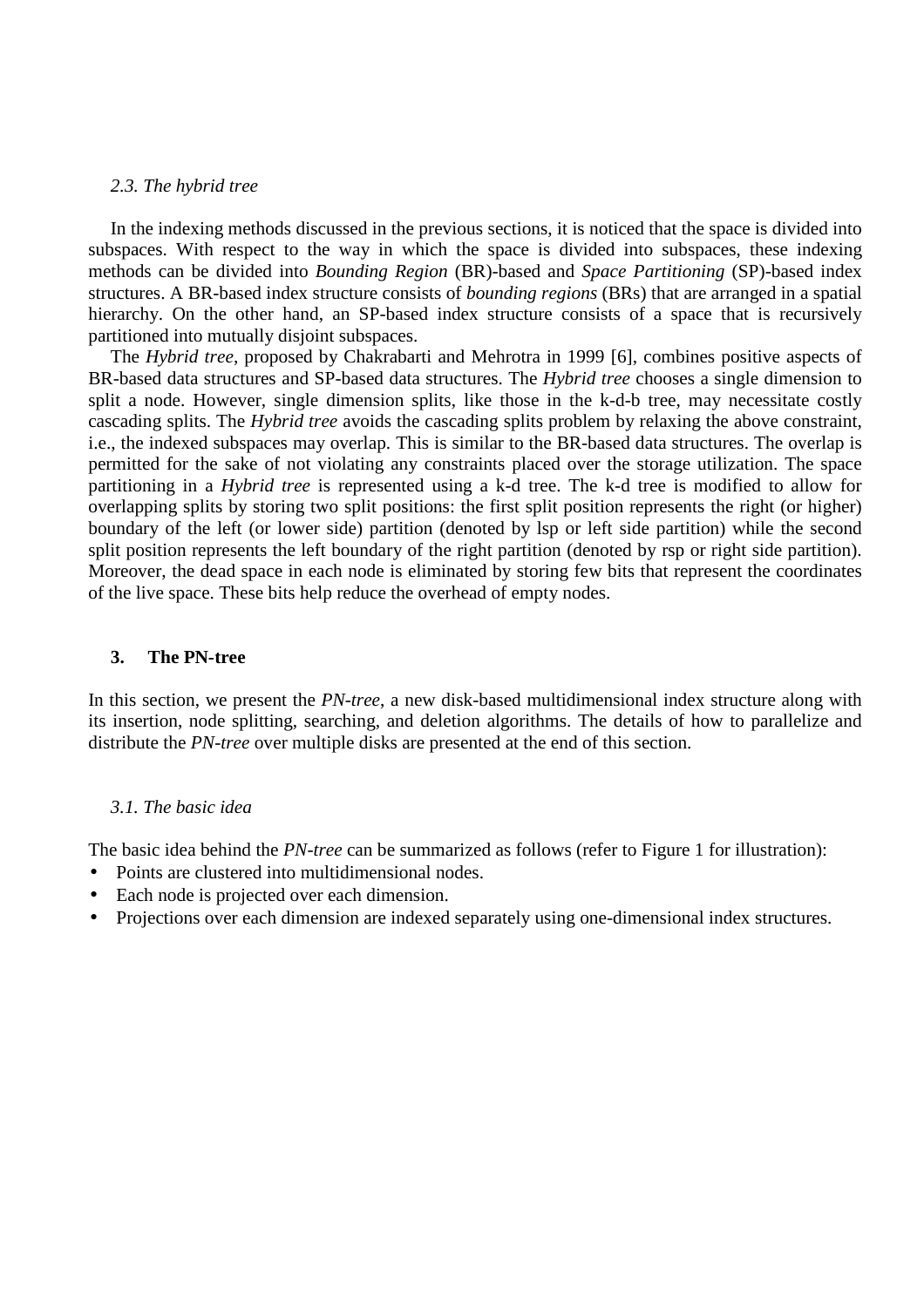### 2.3. The hybrid tree

In the indexing methods discussed in the previous sections, it is noticed that the space is divided into subspaces. With respect to the way in which the space is divided into subspaces, these indexing methods can be divided into *Bounding Region* (BR)-based and *Space Partitioning* (SP)-based index structures. A BR-based index structure consists of *bounding regions* (BRs) that are arranged in a spatial hierarchy. On the other hand, an SP-based index structure consists of a space that is recursively partitioned into mutually disjoint subspaces.

The *Hybrid tree*, proposed by Chakrabarti and Mehrotra in 1999 [6], combines positive aspects of BR-based data structures and SP-based data structures. The *Hybrid tree* chooses a single dimension to split a node. However, single dimension splits, like those in the k-d-b tree, may necessitate costly cascading splits. The *Hybrid tree* avoids the cascading splits problem by relaxing the above constraint, i.e., the indexed subspaces may overlap. This is similar to the BR-based data structures. The overlap is permitted for the sake of not violating any constraints placed over the storage utilization. The space partitioning in a *Hybrid tree* is represented using a k-d tree. The k-d tree is modified to allow for overlapping splits by storing two split positions: the first split position represents the right (or higher) boundary of the left (or lower side) partition (denoted by lsp or left side partition) while the second split position represents the left boundary of the right partition (denoted by rsp or right side partition). Moreover, the dead space in each node is eliminated by storing few bits that represent the coordinates of the live space. These bits help reduce the overhead of empty nodes.

## 3. The PN-tree

In this section, we present the *PN-tree*, a new disk-based multidimensional index structure along with its insertion, node splitting, searching, and deletion algorithms. The details of how to parallelize and distribute the *PN-tree* over multiple disks are presented at the end of this section.

### 3.1. The basic idea

The basic idea behind the *PN-tree* can be summarized as follows (refer to Figure 1 for illustration):

- Points are clustered into multidimensional nodes.
- Each node is projected over each dimension.
- Projections over each dimension are indexed separately using one-dimensional index structures.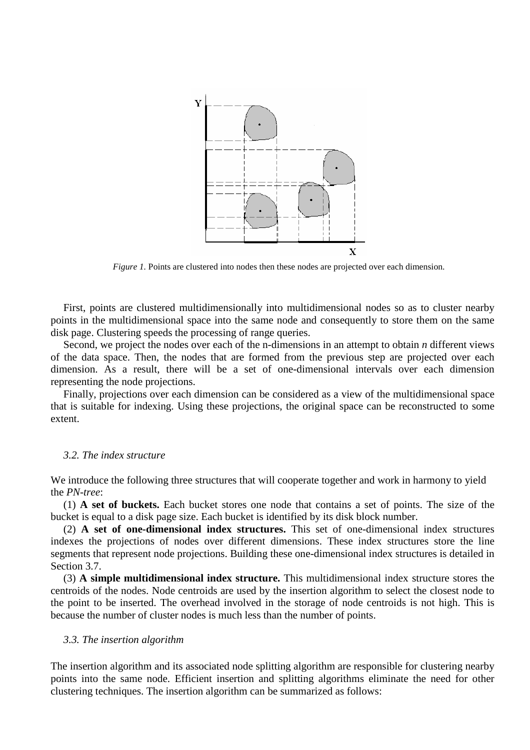*Figure 1.* Points are clustered into nodes then these nodes are projected over each dimension.

First, points are clustered multidimensionally into multidimensional nodes so as to cluster nearby points in the multidimensional space into the same node and consequently to store them on the same disk page. Clustering speeds the processing of range queries.

Second, we project the nodes over each of the n-dimensions in an attempt to obtain *n* different views of the data space. Then, the nodes that are formed from the previous step are projected over each dimension. As a result, there will be a set of one-dimensional intervals over each dimension representing the node projections.

Finally, projections over each dimension can be considered as a view of the multidimensional space that is suitable for indexing. Using these projections, the original space can be reconstructed to some extent.

### *3.2. The index structure*

We introduce the following three structures that will cooperate together and work in harmony to yield the *PN-tree*:

(1) **A set of buckets.** Each bucket stores one node that contains a set of points. The size of the bucket is equal to a disk page size. Each bucket is identified by its disk block number.

(2) **A set of one-dimensional index structures.** This set of one-dimensional index structures indexes the projections of nodes over different dimensions. These index structures store the line segments that represent node projections. Building these one-dimensional index structures is detailed in Section 3.7.

(3) **A simple multidimensional index structure.** This multidimensional index structure stores the centroids of the nodes. Node centroids are used by the insertion algorithm to select the closest node to the point to be inserted. The overhead involved in the storage of node centroids is not high. This is because the number of cluster nodes is much less than the number of points.

### *3.3. The insertion algorithm*

The insertion algorithm and its associated node splitting algorithm are responsible for clustering nearby points into the same node. Efficient insertion and splitting algorithms eliminate the need for other clustering techniques. The insertion algorithm can be summarized as follows: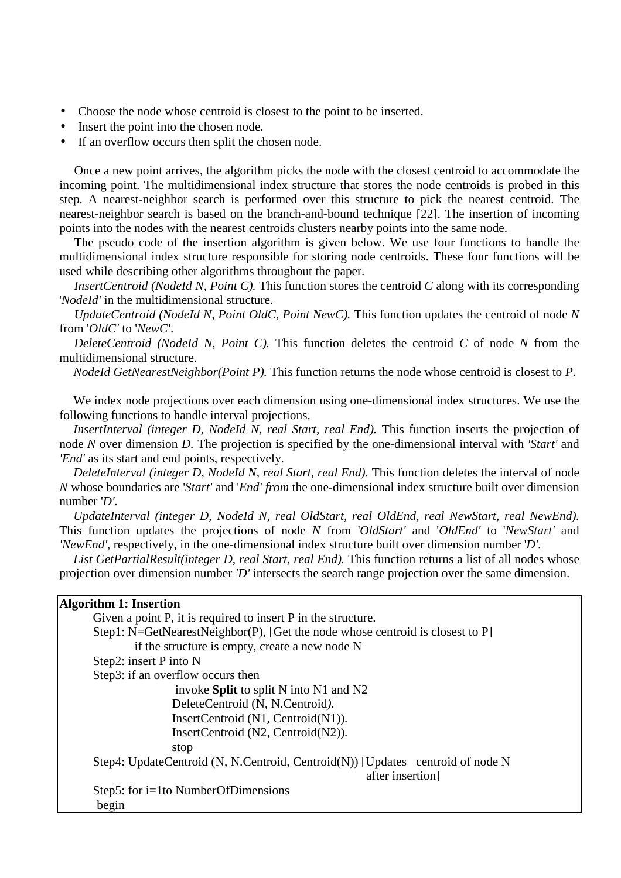- Choose the node whose centroid is closest to the point to be inserted.
- Insert the point into the chosen node.
- If an overflow occurs then split the chosen node.

Once a new point arrives, the algorithm picks the node with the closest centroid to accommodate the incoming point. The multidimensional index structure that stores the node centroids is probed in this step. A nearest-neighbor search is performed over this structure to pick the nearest centroid. The nearest-neighbor search is based on the branch-and-bound technique [22]. The insertion of incoming points into the nodes with the nearest centroids clusters nearby points into the same node.

The pseudo code of the insertion algorithm is given below. We use four functions to handle the multidimensional index structure responsible for storing node centroids. These four functions will be used while describing other algorithms throughout the paper.

*InsertCentroid (NodeId N, Point C).* This function stores the centroid *C* along with its corresponding '*NodeId'* in the multidimensional structure.

*UpdateCentroid (NodeId N, Point OldC, Point NewC).* This function updates the centroid of node *N* from '*OldC'* to '*NewC'*.

*DeleteCentroid (NodeId N, Point C).* This function deletes the centroid *C* of node *N* from the multidimensional structure.

*NodeId GetNearestNeighbor(Point P).* This function returns the node whose centroid is closest to *P*.

We index node projections over each dimension using one-dimensional index structures. We use the following functions to handle interval projections.

*InsertInterval (integer D, NodeId N, real Start, real End).* This function inserts the projection of node *N* over dimension *D.* The projection is specified by the one-dimensional interval with *'Start'* and *'End'* as its start and end points, respectively.

*DeleteInterval (integer D, NodeId N, real Start, real End).* This function deletes the interval of node *N* whose boundaries are '*Start'* and '*End' from* the one-dimensional index structure built over dimension number '*D'*.

*UpdateInterval (integer D, NodeId N, real OldStart, real OldEnd, real NewStart, real NewEnd).* This function updates the projections of node *N* from '*OldStart'* and '*OldEnd'* to '*NewStart'* and *'NewEnd'*, respectively, in the one-dimensional index structure built over dimension number '*D'*.

*List GetPartialResult(integer D, real Start, real End).* This function returns a list of all nodes whose projection over dimension number *'D'* intersects the search range projection over the same dimension.

```
Algorithm 1: Insertion
    Given a point P, it is required to insert P in the structure.
    Step1: N=GetNearestNeighbor(P), [Get the node whose centroid is closest to P]
              if the structure is empty, create a new node N
    Step2: insert P into N
    Step3: if an overflow occurs then
                   invoke Split to split N into N1 and N2
                   DeleteCentroid (N, N.Centroid).
                   InsertCentroid (N1, Centroid(N1)).
                   InsertCentroid (N2, Centroid(N2)).
                   stop
    Step4: UpdateCentroid (N, N.Centroid, Centroid(N)) [Updates  centroid of node N
                                                          after insertion]
    Step5: for i=1to NumberOfDimensions
     begin
```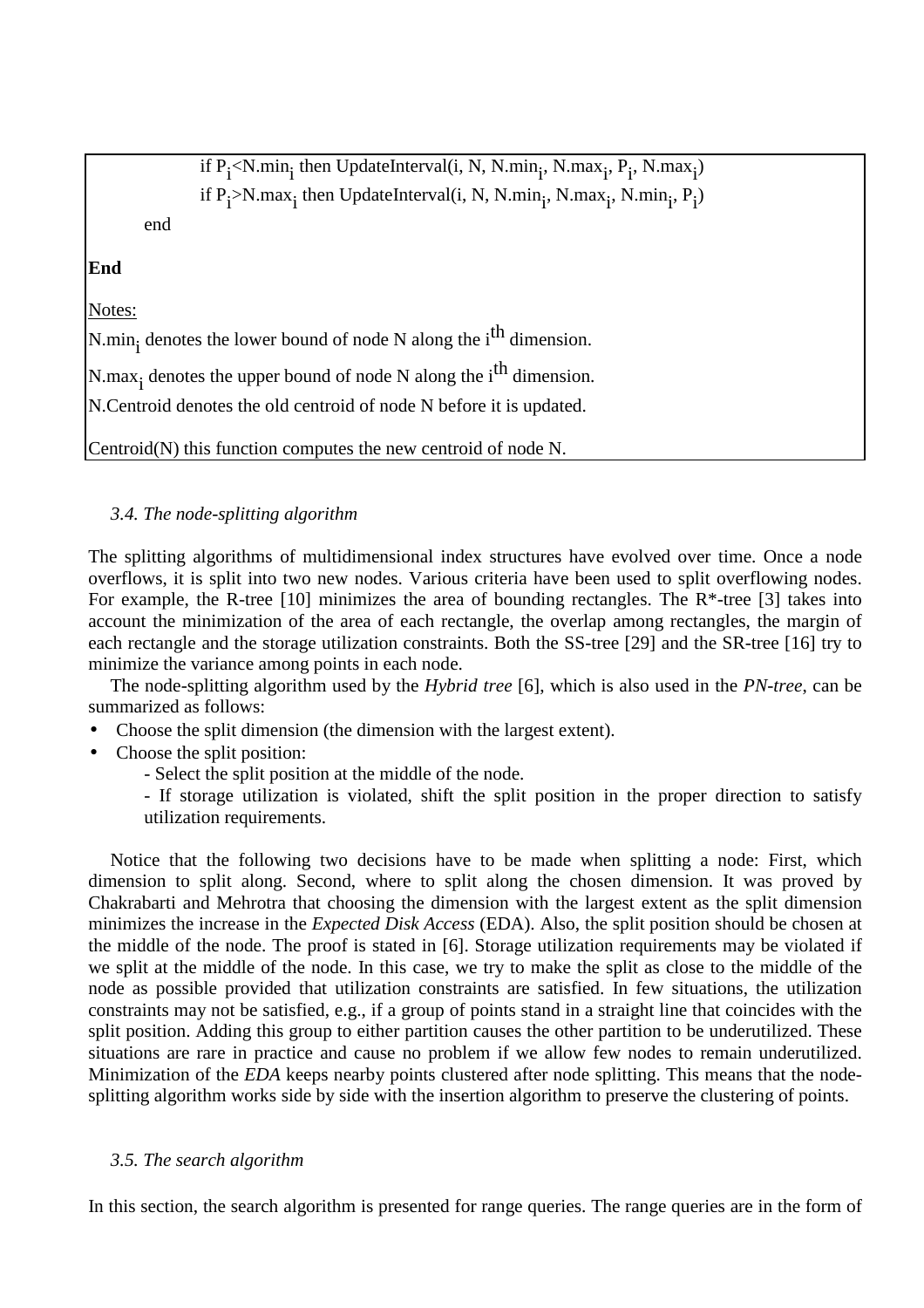```
            if P_i<N.min_i then UpdateInterval(i, N, N.min_i, N.max_i, P_i, N.max_i)
            if P_i>N.max_i then UpdateInterval(i, N, N.min_i, N.max_i, N.min_i, P_i)
    end
End
```

Notes:

$N.min_i$ denotes the lower bound of node N along the $i^{th}$ dimension.

$N.max_i$ denotes the upper bound of node N along the $i^{th}$ dimension.

N.Centroid denotes the old centroid of node N before it is updated.

Centroid(N) this function computes the new centroid of node N.

### *3.4. The node-splitting algorithm*

The splitting algorithms of multidimensional index structures have evolved over time. Once a node overflows, it is split into two new nodes. Various criteria have been used to split overflowing nodes. For example, the R-tree [10] minimizes the area of bounding rectangles. The R*-tree [3] takes into account the minimization of the area of each rectangle, the overlap among rectangles, the margin of each rectangle and the storage utilization constraints. Both the SS-tree [29] and the SR-tree [16] try to minimize the variance among points in each node.

The node-splitting algorithm used by the *Hybrid tree* [6], which is also used in the *PN-tree*, can be summarized as follows:

- Choose the split dimension (the dimension with the largest extent).
- Choose the split position:
  - Select the split position at the middle of the node.
  - If storage utilization is violated, shift the split position in the proper direction to satisfy utilization requirements.

Notice that the following two decisions have to be made when splitting a node: First, which dimension to split along. Second, where to split along the chosen dimension. It was proved by Chakrabarti and Mehrotra that choosing the dimension with the largest extent as the split dimension minimizes the increase in the *Expected Disk Access* (EDA). Also, the split position should be chosen at the middle of the node. The proof is stated in [6]. Storage utilization requirements may be violated if we split at the middle of the node. In this case, we try to make the split as close to the middle of the node as possible provided that utilization constraints are satisfied. In few situations, the utilization constraints may not be satisfied, e.g., if a group of points stand in a straight line that coincides with the split position. Adding this group to either partition causes the other partition to be underutilized. These situations are rare in practice and cause no problem if we allow few nodes to remain underutilized. Minimization of the *EDA* keeps nearby points clustered after node splitting. This means that the node-splitting algorithm works side by side with the insertion algorithm to preserve the clustering of points.

### *3.5. The search algorithm*

In this section, the search algorithm is presented for range queries. The range queries are in the form of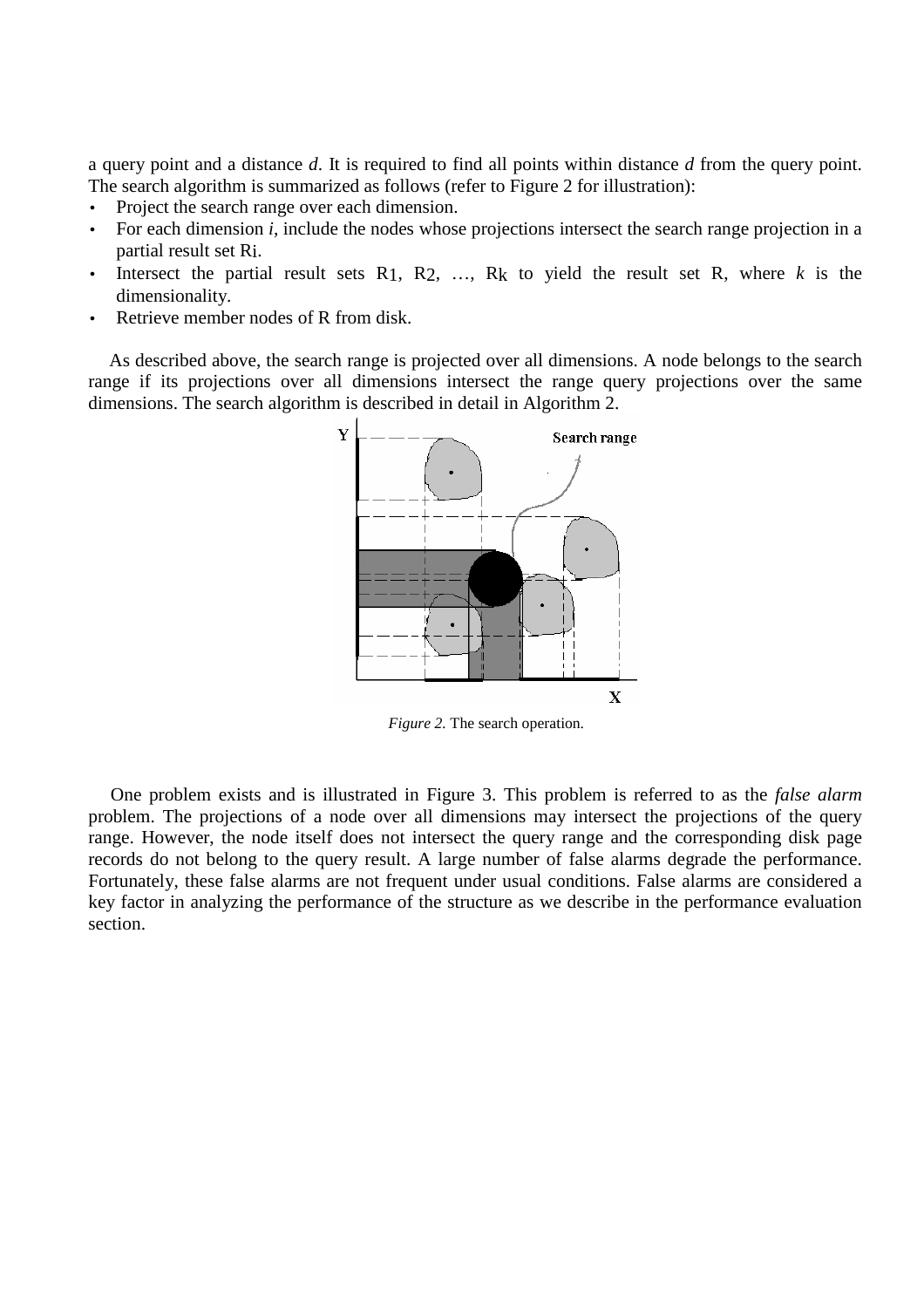a query point and a distance *d*. It is required to find all points within distance *d* from the query point. The search algorithm is summarized as follows (refer to Figure 2 for illustration):

- Project the search range over each dimension.
- For each dimension *i*, include the nodes whose projections intersect the search range projection in a partial result set $R_i$.
- Intersect the partial result sets $R_1$, $R_2$, …, $R_k$ to yield the result set R, where *k* is the dimensionality.
- Retrieve member nodes of R from disk.

As described above, the search range is projected over all dimensions. A node belongs to the search range if its projections over all dimensions intersect the range query projections over the same dimensions. The search algorithm is described in detail in Algorithm 2.

*Figure 2.* The search operation.

One problem exists and is illustrated in Figure 3. This problem is referred to as the *false alarm* problem. The projections of a node over all dimensions may intersect the projections of the query range. However, the node itself does not intersect the query range and the corresponding disk page records do not belong to the query result. A large number of false alarms degrade the performance. Fortunately, these false alarms are not frequent under usual conditions. False alarms are considered a key factor in analyzing the performance of the structure as we describe in the performance evaluation section.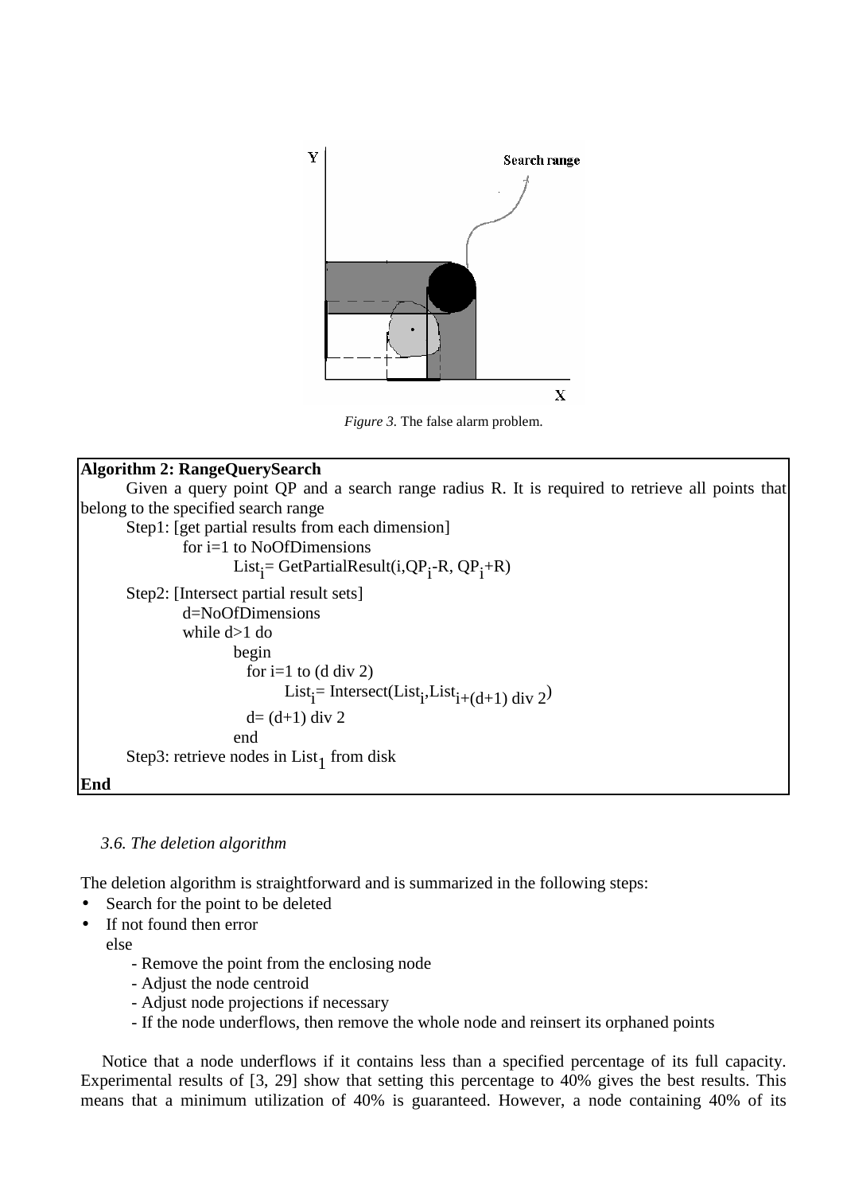*Figure 3.* The false alarm problem.

```
Algorithm 2: RangeQuerySearch
    Given a query point QP and a search range radius R. It is required to retrieve all points that
belong to the specified search range
    Step1: [get partial results from each dimension]
        for i=1 to NoOfDimensions
            List_i= GetPartialResult(i,QP_i-R, QP_i+R)
    Step2: [Intersect partial result sets]
        d=NoOfDimensions
        while d>1 do
            begin
              for i=1 to (d div 2)
                  List_i= Intersect(List_i,List_i+(d+1) div 2)
              d= (d+1) div 2
            end
    Step3: retrieve nodes in List_1 from disk
End
```

### 3.6. The deletion algorithm

The deletion algorithm is straightforward and is summarized in the following steps:

- Search for the point to be deleted
- If not found then error
  else
  - Remove the point from the enclosing node
  - Adjust the node centroid
  - Adjust node projections if necessary
  - If the node underflows, then remove the whole node and reinsert its orphaned points

Notice that a node underflows if it contains less than a specified percentage of its full capacity. Experimental results of [3, 29] show that setting this percentage to 40% gives the best results. This means that a minimum utilization of 40% is guaranteed. However, a node containing 40% of its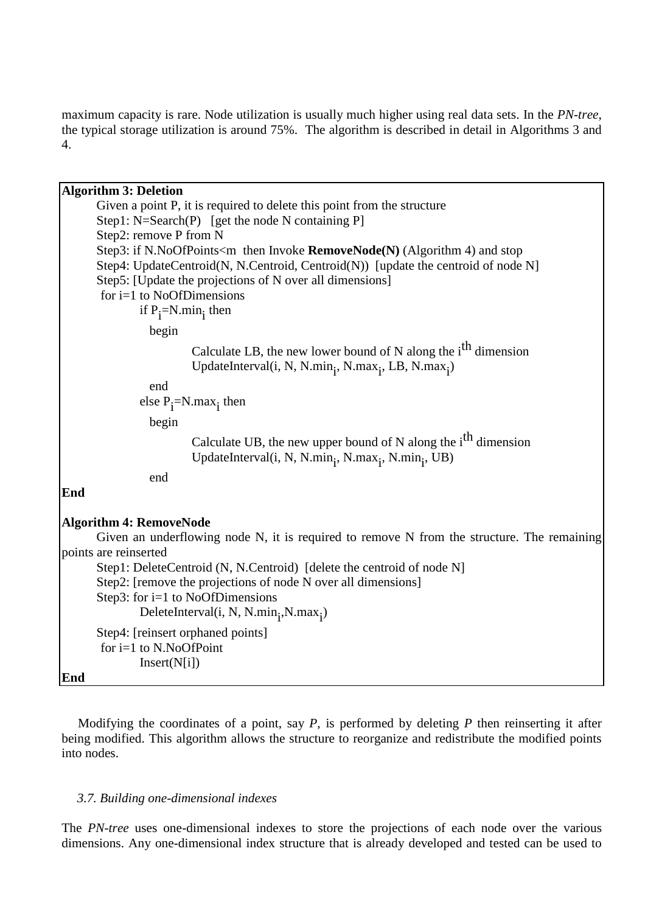maximum capacity is rare. Node utilization is usually much higher using real data sets. In the *PN-tree*, the typical storage utilization is around 75%. The algorithm is described in detail in Algorithms 3 and 4.

**Algorithm 3: Deletion**

Given a point P, it is required to delete this point from the structure

Step1: N=Search(P) [get the node N containing P]

Step2: remove P from N

Step3: if N.NoOfPoints<m then Invoke **RemoveNode(N)** (Algorithm 4) and stop

Step4: UpdateCentroid(N, N.Centroid, Centroid(N)) [update the centroid of node N]

Step5: [Update the projections of N over all dimensions]

for i=1 to NoOfDimensions

 if $P_i$=N.$min_i$ then

  begin

   Calculate LB, the new lower bound of N along the $i^{th}$ dimension

   UpdateInterval(i, N, N.$min_i$, N.$max_i$, LB, N.$max_i$)

  end

 else $P_i$=N.$max_i$ then

  begin

   Calculate UB, the new upper bound of N along the $i^{th}$ dimension

   UpdateInterval(i, N, N.$min_i$, N.$max_i$, N.$min_i$, UB)

  end

**End**

**Algorithm 4: RemoveNode**

Given an underflowing node N, it is required to remove N from the structure. The remaining points are reinserted

Step1: DeleteCentroid (N, N.Centroid) [delete the centroid of node N]

Step2: [remove the projections of node N over all dimensions]

Step3: for i=1 to NoOfDimensions

 DeleteInterval(i, N, N.$min_i$,N.$max_i$)

Step4: [reinsert orphaned points]

for i=1 to N.NoOfPoint

 Insert(N[i])

**End**

Modifying the coordinates of a point, say *P*, is performed by deleting *P* then reinserting it after being modified. This algorithm allows the structure to reorganize and redistribute the modified points into nodes.

### *3.7. Building one-dimensional indexes*

The *PN-tree* uses one-dimensional indexes to store the projections of each node over the various dimensions. Any one-dimensional index structure that is already developed and tested can be used to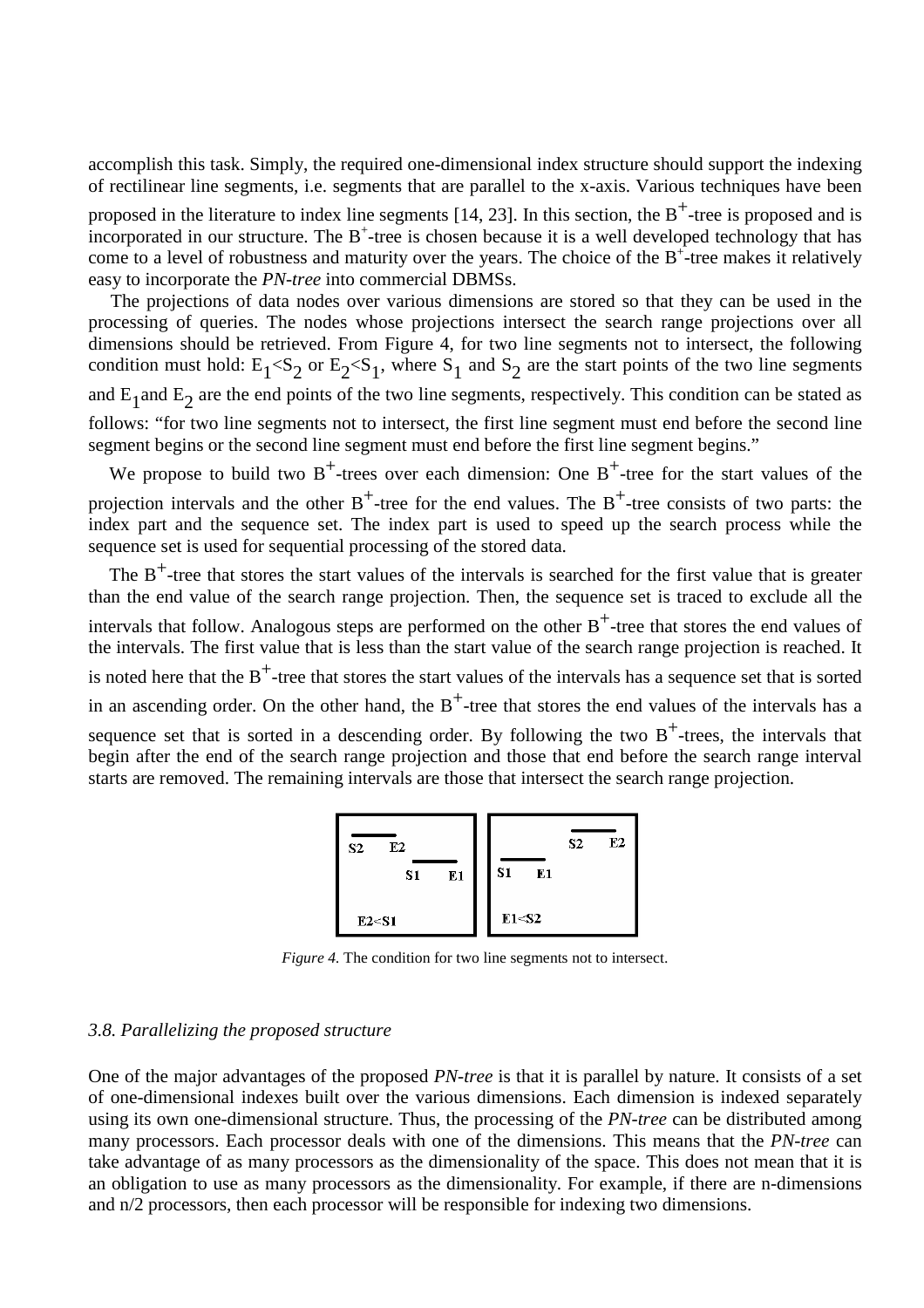accomplish this task. Simply, the required one-dimensional index structure should support the indexing of rectilinear line segments, i.e. segments that are parallel to the x-axis. Various techniques have been proposed in the literature to index line segments [14, 23]. In this section, the $B^+$-tree is proposed and is incorporated in our structure. The $B^+$-tree is chosen because it is a well developed technology that has come to a level of robustness and maturity over the years. The choice of the $B^+$-tree makes it relatively easy to incorporate the *PN-tree* into commercial DBMSs.

The projections of data nodes over various dimensions are stored so that they can be used in the processing of queries. The nodes whose projections intersect the search range projections over all dimensions should be retrieved. From Figure 4, for two line segments not to intersect, the following condition must hold: $E_1 < S_2$ or $E_2 < S_1$, where $S_1$ and $S_2$ are the start points of the two line segments and $E_1$ and $E_2$ are the end points of the two line segments, respectively. This condition can be stated as follows: "for two line segments not to intersect, the first line segment must end before the second line segment begins or the second line segment must end before the first line segment begins."

We propose to build two $B^+$-trees over each dimension: One $B^+$-tree for the start values of the projection intervals and the other $B^+$-tree for the end values. The $B^+$-tree consists of two parts: the index part and the sequence set. The index part is used to speed up the search process while the sequence set is used for sequential processing of the stored data.

The $B^+$-tree that stores the start values of the intervals is searched for the first value that is greater than the end value of the search range projection. Then, the sequence set is traced to exclude all the intervals that follow. Analogous steps are performed on the other $B^+$-tree that stores the end values of the intervals. The first value that is less than the start value of the search range projection is reached. It is noted here that the $B^+$-tree that stores the start values of the intervals has a sequence set that is sorted in an ascending order. On the other hand, the $B^+$-tree that stores the end values of the intervals has a sequence set that is sorted in a descending order. By following the two $B^+$-trees, the intervals that begin after the end of the search range projection and those that end before the search range interval starts are removed. The remaining intervals are those that intersect the search range projection.

S2 E2
S1 E1
E2<S1

S2 E2
S1 E1
E1<S2

*Figure 4.* The condition for two line segments not to intersect.

### *3.8. Parallelizing the proposed structure*

One of the major advantages of the proposed *PN-tree* is that it is parallel by nature. It consists of a set of one-dimensional indexes built over the various dimensions. Each dimension is indexed separately using its own one-dimensional structure. Thus, the processing of the *PN-tree* can be distributed among many processors. Each processor deals with one of the dimensions. This means that the *PN-tree* can take advantage of as many processors as the dimensionality of the space. This does not mean that it is an obligation to use as many processors as the dimensionality. For example, if there are n-dimensions and n/2 processors, then each processor will be responsible for indexing two dimensions.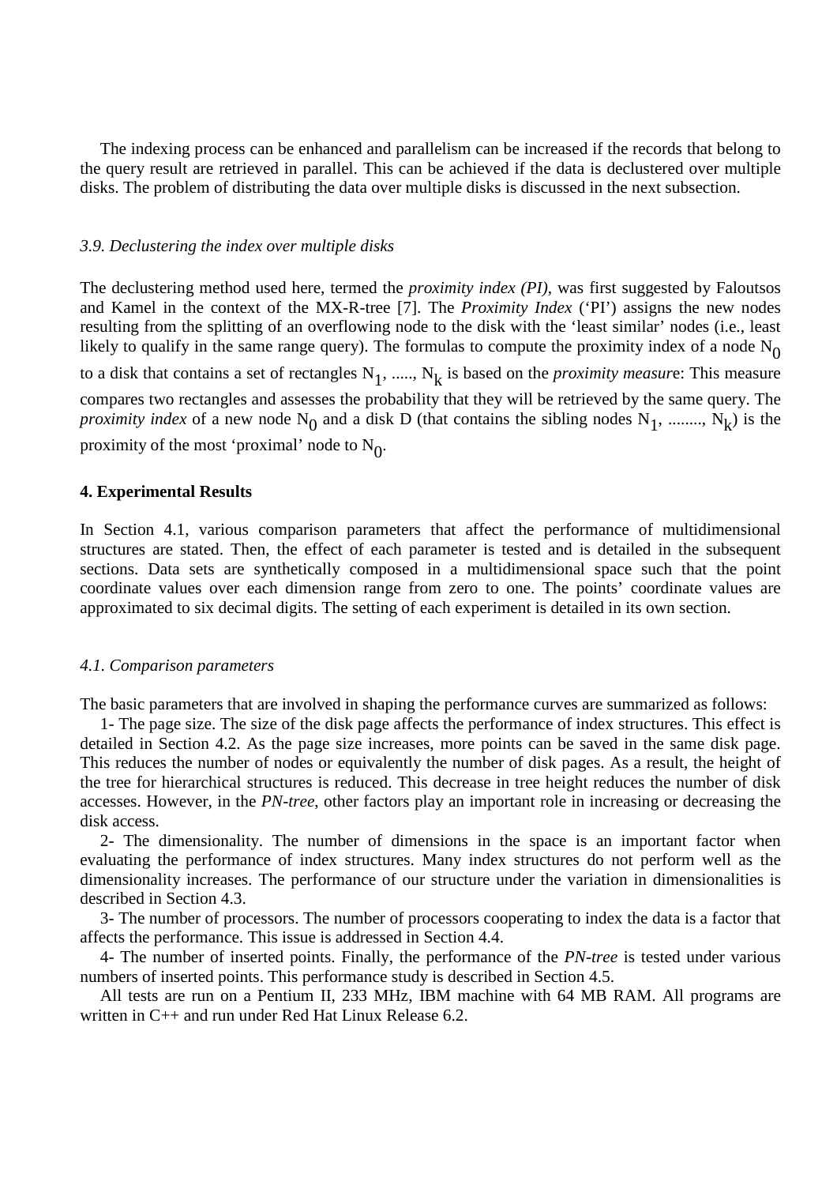The indexing process can be enhanced and parallelism can be increased if the records that belong to the query result are retrieved in parallel. This can be achieved if the data is declustered over multiple disks. The problem of distributing the data over multiple disks is discussed in the next subsection.

### *3.9. Declustering the index over multiple disks*

The declustering method used here, termed the *proximity index (PI)*, was first suggested by Faloutsos and Kamel in the context of the MX-R-tree [7]. The *Proximity Index* ('PI') assigns the new nodes resulting from the splitting of an overflowing node to the disk with the 'least similar' nodes (i.e., least likely to qualify in the same range query). The formulas to compute the proximity index of a node $N_0$ to a disk that contains a set of rectangles $N_1$, ....., $N_k$ is based on the *proximity measure*: This measure compares two rectangles and assesses the probability that they will be retrieved by the same query. The *proximity index* of a new node $N_0$ and a disk D (that contains the sibling nodes $N_1$, ........, $N_k$) is the proximity of the most 'proximal' node to $N_0$.

## 4. Experimental Results

In Section 4.1, various comparison parameters that affect the performance of multidimensional structures are stated. Then, the effect of each parameter is tested and is detailed in the subsequent sections. Data sets are synthetically composed in a multidimensional space such that the point coordinate values over each dimension range from zero to one. The points' coordinate values are approximated to six decimal digits. The setting of each experiment is detailed in its own section.

### *4.1. Comparison parameters*

The basic parameters that are involved in shaping the performance curves are summarized as follows:

1- The page size. The size of the disk page affects the performance of index structures. This effect is detailed in Section 4.2. As the page size increases, more points can be saved in the same disk page. This reduces the number of nodes or equivalently the number of disk pages. As a result, the height of the tree for hierarchical structures is reduced. This decrease in tree height reduces the number of disk accesses. However, in the *PN-tree*, other factors play an important role in increasing or decreasing the disk access.

2- The dimensionality. The number of dimensions in the space is an important factor when evaluating the performance of index structures. Many index structures do not perform well as the dimensionality increases. The performance of our structure under the variation in dimensionalities is described in Section 4.3.

3- The number of processors. The number of processors cooperating to index the data is a factor that affects the performance. This issue is addressed in Section 4.4.

4- The number of inserted points. Finally, the performance of the *PN-tree* is tested under various numbers of inserted points. This performance study is described in Section 4.5.

All tests are run on a Pentium II, 233 MHz, IBM machine with 64 MB RAM. All programs are written in C++ and run under Red Hat Linux Release 6.2.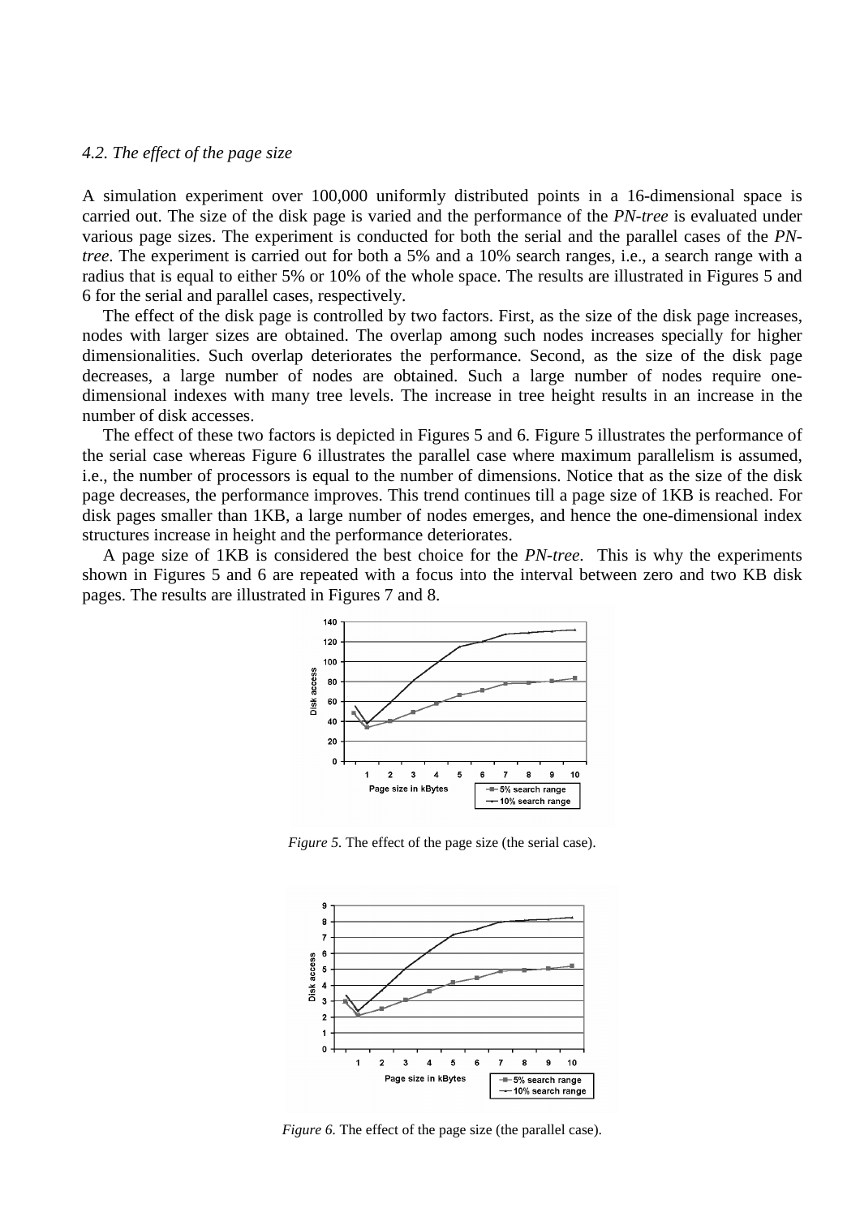### *4.2. The effect of the page size*

A simulation experiment over 100,000 uniformly distributed points in a 16-dimensional space is carried out. The size of the disk page is varied and the performance of the *PN-tree* is evaluated under various page sizes. The experiment is conducted for both the serial and the parallel cases of the *PN-tree*. The experiment is carried out for both a 5% and a 10% search ranges, i.e., a search range with a radius that is equal to either 5% or 10% of the whole space. The results are illustrated in Figures 5 and 6 for the serial and parallel cases, respectively.

The effect of the disk page is controlled by two factors. First, as the size of the disk page increases, nodes with larger sizes are obtained. The overlap among such nodes increases specially for higher dimensionalities. Such overlap deteriorates the performance. Second, as the size of the disk page decreases, a large number of nodes are obtained. Such a large number of nodes require one-dimensional indexes with many tree levels. The increase in tree height results in an increase in the number of disk accesses.

The effect of these two factors is depicted in Figures 5 and 6. Figure 5 illustrates the performance of the serial case whereas Figure 6 illustrates the parallel case where maximum parallelism is assumed, i.e., the number of processors is equal to the number of dimensions. Notice that as the size of the disk page decreases, the performance improves. This trend continues till a page size of 1KB is reached. For disk pages smaller than 1KB, a large number of nodes emerges, and hence the one-dimensional index structures increase in height and the performance deteriorates.

A page size of 1KB is considered the best choice for the *PN-tree*. This is why the experiments shown in Figures 5 and 6 are repeated with a focus into the interval between zero and two KB disk pages. The results are illustrated in Figures 7 and 8.

*Figure 5.* The effect of the page size (the serial case).

*Figure 6.* The effect of the page size (the parallel case).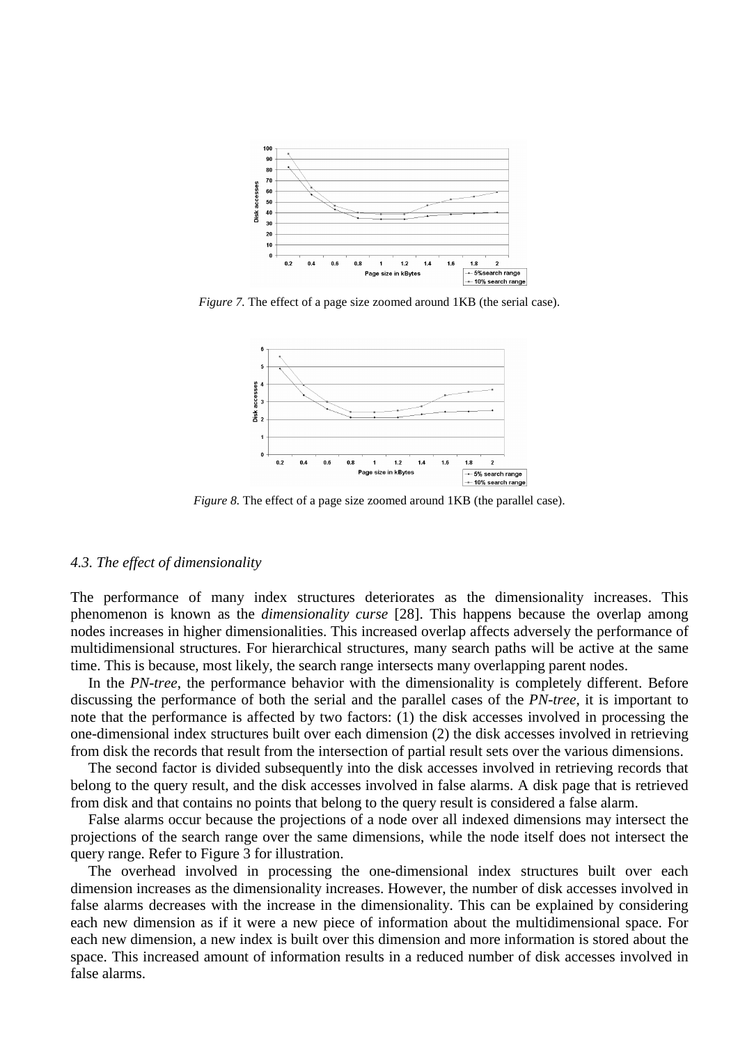*Figure 7.* The effect of a page size zoomed around 1KB (the serial case).

*Figure 8.* The effect of a page size zoomed around 1KB (the parallel case).

### *4.3. The effect of dimensionality*

The performance of many index structures deteriorates as the dimensionality increases. This phenomenon is known as the *dimensionality curse* [28]. This happens because the overlap among nodes increases in higher dimensionalities. This increased overlap affects adversely the performance of multidimensional structures. For hierarchical structures, many search paths will be active at the same time. This is because, most likely, the search range intersects many overlapping parent nodes.

In the *PN-tree*, the performance behavior with the dimensionality is completely different. Before discussing the performance of both the serial and the parallel cases of the *PN-tree*, it is important to note that the performance is affected by two factors: (1) the disk accesses involved in processing the one-dimensional index structures built over each dimension (2) the disk accesses involved in retrieving from disk the records that result from the intersection of partial result sets over the various dimensions.

The second factor is divided subsequently into the disk accesses involved in retrieving records that belong to the query result, and the disk accesses involved in false alarms. A disk page that is retrieved from disk and that contains no points that belong to the query result is considered a false alarm.

False alarms occur because the projections of a node over all indexed dimensions may intersect the projections of the search range over the same dimensions, while the node itself does not intersect the query range. Refer to Figure 3 for illustration.

The overhead involved in processing the one-dimensional index structures built over each dimension increases as the dimensionality increases. However, the number of disk accesses involved in false alarms decreases with the increase in the dimensionality. This can be explained by considering each new dimension as if it were a new piece of information about the multidimensional space. For each new dimension, a new index is built over this dimension and more information is stored about the space. This increased amount of information results in a reduced number of disk accesses involved in false alarms.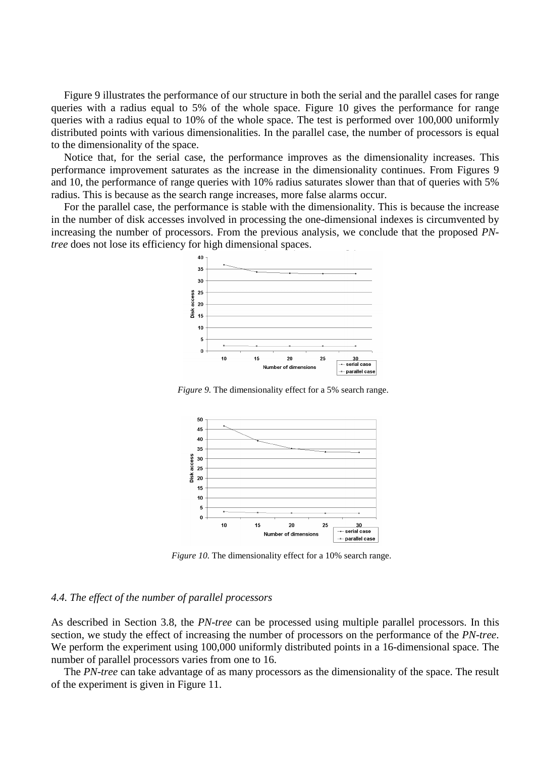Figure 9 illustrates the performance of our structure in both the serial and the parallel cases for range queries with a radius equal to 5% of the whole space. Figure 10 gives the performance for range queries with a radius equal to 10% of the whole space. The test is performed over 100,000 uniformly distributed points with various dimensionalities. In the parallel case, the number of processors is equal to the dimensionality of the space.

Notice that, for the serial case, the performance improves as the dimensionality increases. This performance improvement saturates as the increase in the dimensionality continues. From Figures 9 and 10, the performance of range queries with 10% radius saturates slower than that of queries with 5% radius. This is because as the search range increases, more false alarms occur.

For the parallel case, the performance is stable with the dimensionality. This is because the increase in the number of disk accesses involved in processing the one-dimensional indexes is circumvented by increasing the number of processors. From the previous analysis, we conclude that the proposed *PN-tree* does not lose its efficiency for high dimensional spaces.

*Figure 9.* The dimensionality effect for a 5% search range.

*Figure 10.* The dimensionality effect for a 10% search range.

### *4.4. The effect of the number of parallel processors*

As described in Section 3.8, the *PN-tree* can be processed using multiple parallel processors. In this section, we study the effect of increasing the number of processors on the performance of the *PN-tree*. We perform the experiment using 100,000 uniformly distributed points in a 16-dimensional space. The number of parallel processors varies from one to 16.

The *PN-tree* can take advantage of as many processors as the dimensionality of the space. The result of the experiment is given in Figure 11.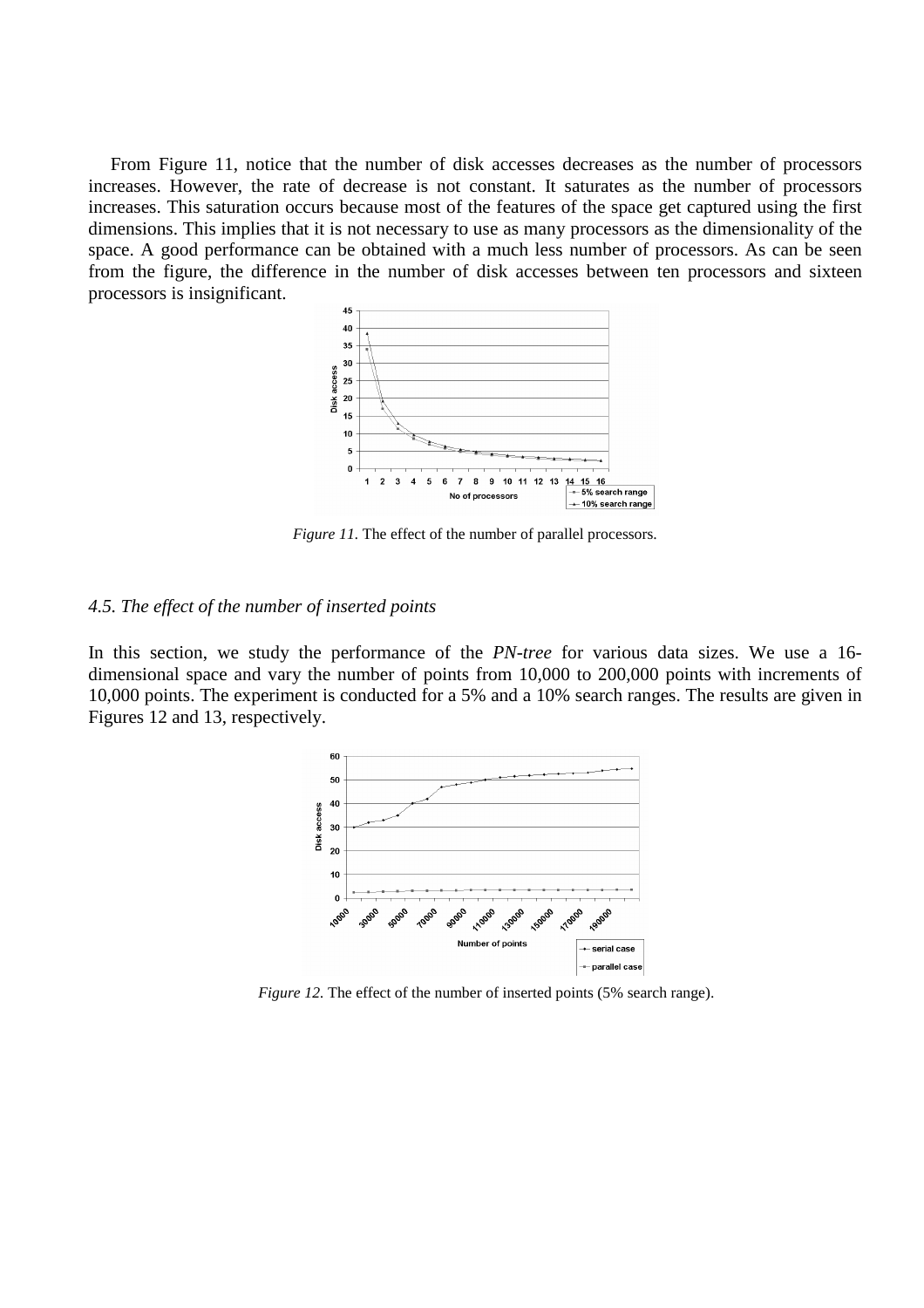From Figure 11, notice that the number of disk accesses decreases as the number of processors increases. However, the rate of decrease is not constant. It saturates as the number of processors increases. This saturation occurs because most of the features of the space get captured using the first dimensions. This implies that it is not necessary to use as many processors as the dimensionality of the space. A good performance can be obtained with a much less number of processors. As can be seen from the figure, the difference in the number of disk accesses between ten processors and sixteen processors is insignificant.

*Figure 11.* The effect of the number of parallel processors.

### *4.5. The effect of the number of inserted points*

In this section, we study the performance of the *PN-tree* for various data sizes. We use a 16-dimensional space and vary the number of points from 10,000 to 200,000 points with increments of 10,000 points. The experiment is conducted for a 5% and a 10% search ranges. The results are given in Figures 12 and 13, respectively.

*Figure 12.* The effect of the number of inserted points (5% search range).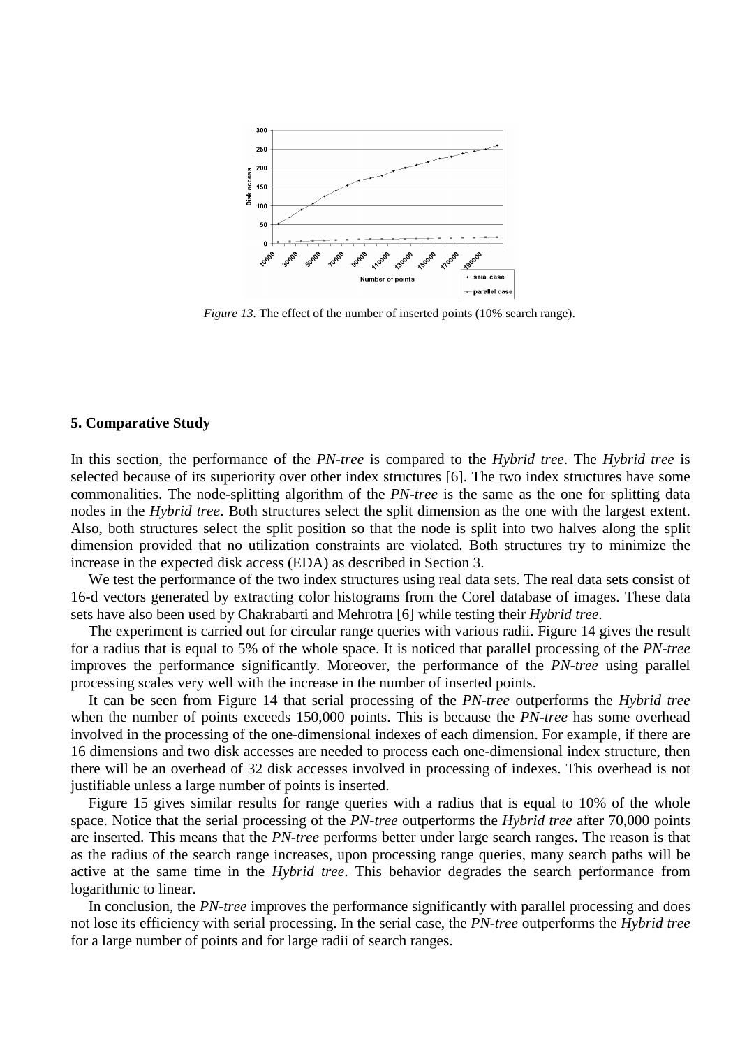*Figure 13.* The effect of the number of inserted points (10% search range).

## 5. Comparative Study

In this section, the performance of the *PN-tree* is compared to the *Hybrid tree*. The *Hybrid tree* is selected because of its superiority over other index structures [6]. The two index structures have some commonalities. The node-splitting algorithm of the *PN-tree* is the same as the one for splitting data nodes in the *Hybrid tree*. Both structures select the split dimension as the one with the largest extent. Also, both structures select the split position so that the node is split into two halves along the split dimension provided that no utilization constraints are violated. Both structures try to minimize the increase in the expected disk access (EDA) as described in Section 3.

We test the performance of the two index structures using real data sets. The real data sets consist of 16-d vectors generated by extracting color histograms from the Corel database of images. These data sets have also been used by Chakrabarti and Mehrotra [6] while testing their *Hybrid tree*.

The experiment is carried out for circular range queries with various radii. Figure 14 gives the result for a radius that is equal to 5% of the whole space. It is noticed that parallel processing of the *PN-tree* improves the performance significantly. Moreover, the performance of the *PN-tree* using parallel processing scales very well with the increase in the number of inserted points.

It can be seen from Figure 14 that serial processing of the *PN-tree* outperforms the *Hybrid tree* when the number of points exceeds 150,000 points. This is because the *PN-tree* has some overhead involved in the processing of the one-dimensional indexes of each dimension. For example, if there are 16 dimensions and two disk accesses are needed to process each one-dimensional index structure, then there will be an overhead of 32 disk accesses involved in processing of indexes. This overhead is not justifiable unless a large number of points is inserted.

Figure 15 gives similar results for range queries with a radius that is equal to 10% of the whole space. Notice that the serial processing of the *PN-tree* outperforms the *Hybrid tree* after 70,000 points are inserted. This means that the *PN-tree* performs better under large search ranges. The reason is that as the radius of the search range increases, upon processing range queries, many search paths will be active at the same time in the *Hybrid tree*. This behavior degrades the search performance from logarithmic to linear.

In conclusion, the *PN-tree* improves the performance significantly with parallel processing and does not lose its efficiency with serial processing. In the serial case, the *PN-tree* outperforms the *Hybrid tree* for a large number of points and for large radii of search ranges.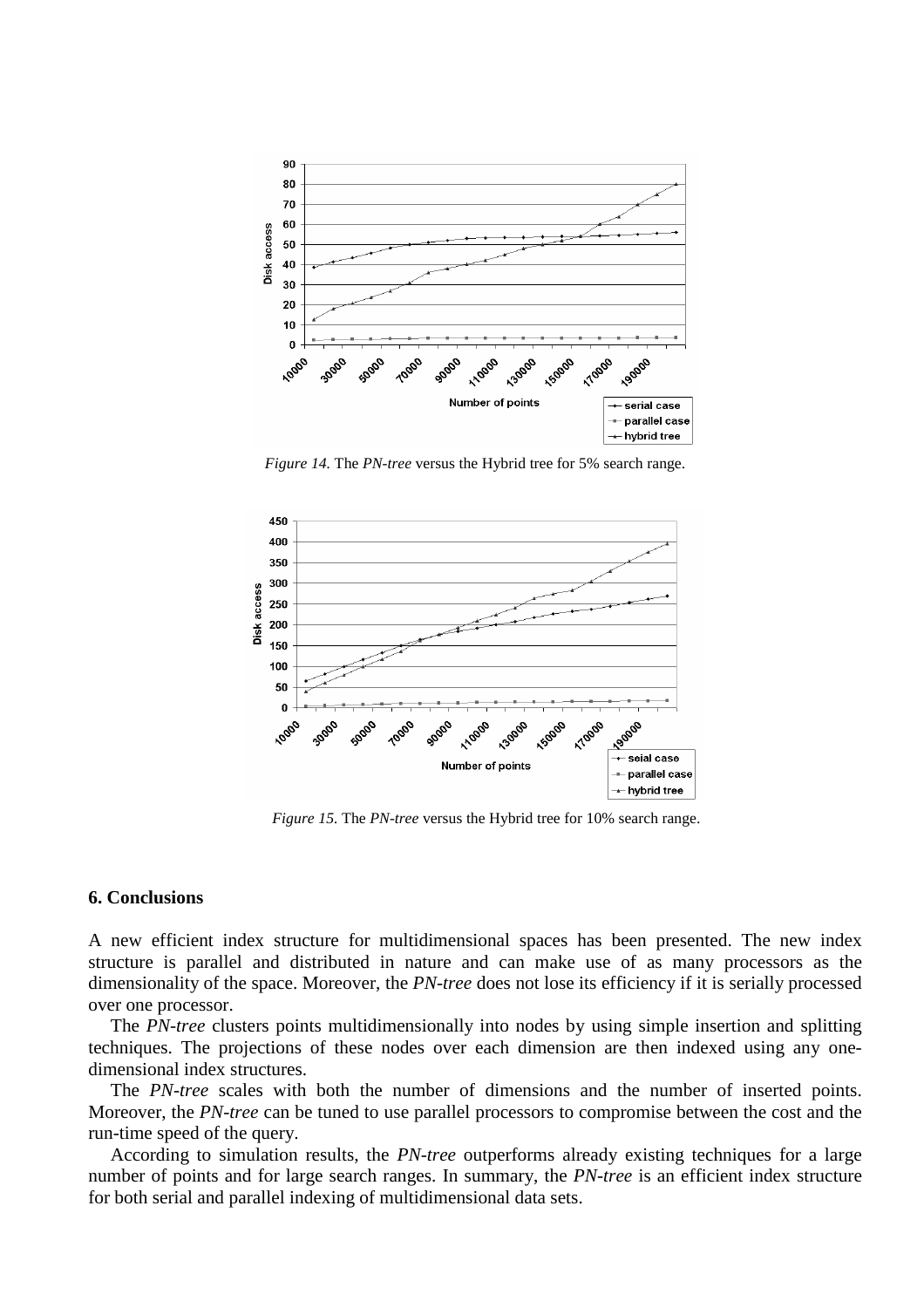*Figure 14.* The *PN-tree* versus the Hybrid tree for 5% search range.

*Figure 15.* The *PN-tree* versus the Hybrid tree for 10% search range.

## 6. Conclusions

A new efficient index structure for multidimensional spaces has been presented. The new index structure is parallel and distributed in nature and can make use of as many processors as the dimensionality of the space. Moreover, the *PN-tree* does not lose its efficiency if it is serially processed over one processor.

The *PN-tree* clusters points multidimensionally into nodes by using simple insertion and splitting techniques. The projections of these nodes over each dimension are then indexed using any one-dimensional index structures.

The *PN-tree* scales with both the number of dimensions and the number of inserted points. Moreover, the *PN-tree* can be tuned to use parallel processors to compromise between the cost and the run-time speed of the query.

According to simulation results, the *PN-tree* outperforms already existing techniques for a large number of points and for large search ranges. In summary, the *PN-tree* is an efficient index structure for both serial and parallel indexing of multidimensional data sets.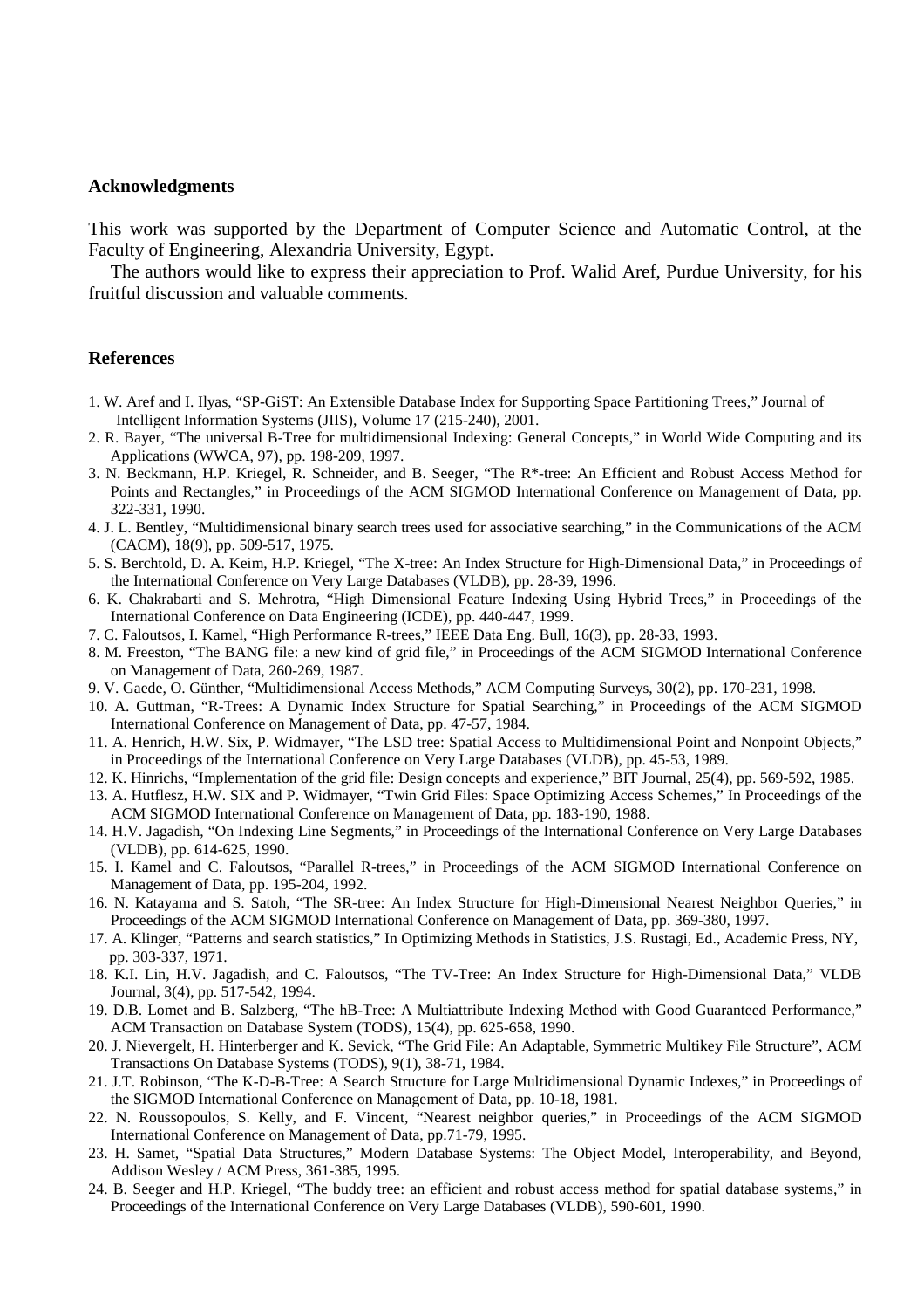## Acknowledgments

This work was supported by the Department of Computer Science and Automatic Control, at the Faculty of Engineering, Alexandria University, Egypt.

The authors would like to express their appreciation to Prof. Walid Aref, Purdue University, for his fruitful discussion and valuable comments.

## References

1. W. Aref and I. Ilyas, "SP-GiST: An Extensible Database Index for Supporting Space Partitioning Trees," Journal of Intelligent Information Systems (JIIS), Volume 17 (215-240), 2001.
2. R. Bayer, "The universal B-Tree for multidimensional Indexing: General Concepts," in World Wide Computing and its Applications (WWCA, 97), pp. 198-209, 1997.
3. N. Beckmann, H.P. Kriegel, R. Schneider, and B. Seeger, "The R*-tree: An Efficient and Robust Access Method for Points and Rectangles," in Proceedings of the ACM SIGMOD International Conference on Management of Data, pp. 322-331, 1990.
4. J. L. Bentley, "Multidimensional binary search trees used for associative searching," in the Communications of the ACM (CACM), 18(9), pp. 509-517, 1975.
5. S. Berchtold, D. A. Keim, H.P. Kriegel, "The X-tree: An Index Structure for High-Dimensional Data," in Proceedings of the International Conference on Very Large Databases (VLDB), pp. 28-39, 1996.
6. K. Chakrabarti and S. Mehrotra, "High Dimensional Feature Indexing Using Hybrid Trees," in Proceedings of the International Conference on Data Engineering (ICDE), pp. 440-447, 1999.
7. C. Faloutsos, I. Kamel, "High Performance R-trees," IEEE Data Eng. Bull, 16(3), pp. 28-33, 1993.
8. M. Freeston, "The BANG file: a new kind of grid file," in Proceedings of the ACM SIGMOD International Conference on Management of Data, 260-269, 1987.
9. V. Gaede, O. Günther, "Multidimensional Access Methods," ACM Computing Surveys, 30(2), pp. 170-231, 1998.
10. A. Guttman, "R-Trees: A Dynamic Index Structure for Spatial Searching," in Proceedings of the ACM SIGMOD International Conference on Management of Data, pp. 47-57, 1984.
11. A. Henrich, H.W. Six, P. Widmayer, "The LSD tree: Spatial Access to Multidimensional Point and Nonpoint Objects," in Proceedings of the International Conference on Very Large Databases (VLDB), pp. 45-53, 1989.
12. K. Hinrichs, "Implementation of the grid file: Design concepts and experience," BIT Journal, 25(4), pp. 569-592, 1985.
13. A. Hutflesz, H.W. SIX and P. Widmayer, "Twin Grid Files: Space Optimizing Access Schemes," In Proceedings of the ACM SIGMOD International Conference on Management of Data, pp. 183-190, 1988.
14. H.V. Jagadish, "On Indexing Line Segments," in Proceedings of the International Conference on Very Large Databases (VLDB), pp. 614-625, 1990.
15. I. Kamel and C. Faloutsos, "Parallel R-trees," in Proceedings of the ACM SIGMOD International Conference on Management of Data, pp. 195-204, 1992.
16. N. Katayama and S. Satoh, "The SR-tree: An Index Structure for High-Dimensional Nearest Neighbor Queries," in Proceedings of the ACM SIGMOD International Conference on Management of Data, pp. 369-380, 1997.
17. A. Klinger, "Patterns and search statistics," In Optimizing Methods in Statistics, J.S. Rustagi, Ed., Academic Press, NY, pp. 303-337, 1971.
18. K.I. Lin, H.V. Jagadish, and C. Faloutsos, "The TV-Tree: An Index Structure for High-Dimensional Data," VLDB Journal, 3(4), pp. 517-542, 1994.
19. D.B. Lomet and B. Salzberg, "The hB-Tree: A Multiattribute Indexing Method with Good Guaranteed Performance," ACM Transaction on Database System (TODS), 15(4), pp. 625-658, 1990.
20. J. Nievergelt, H. Hinterberger and K. Sevick, "The Grid File: An Adaptable, Symmetric Multikey File Structure", ACM Transactions On Database Systems (TODS), 9(1), 38-71, 1984.
21. J.T. Robinson, "The K-D-B-Tree: A Search Structure for Large Multidimensional Dynamic Indexes," in Proceedings of the SIGMOD International Conference on Management of Data, pp. 10-18, 1981.
22. N. Roussopoulos, S. Kelly, and F. Vincent, "Nearest neighbor queries," in Proceedings of the ACM SIGMOD International Conference on Management of Data, pp.71-79, 1995.
23. H. Samet, "Spatial Data Structures," Modern Database Systems: The Object Model, Interoperability, and Beyond, Addison Wesley / ACM Press, 361-385, 1995.
24. B. Seeger and H.P. Kriegel, "The buddy tree: an efficient and robust access method for spatial database systems," in Proceedings of the International Conference on Very Large Databases (VLDB), 590-601, 1990.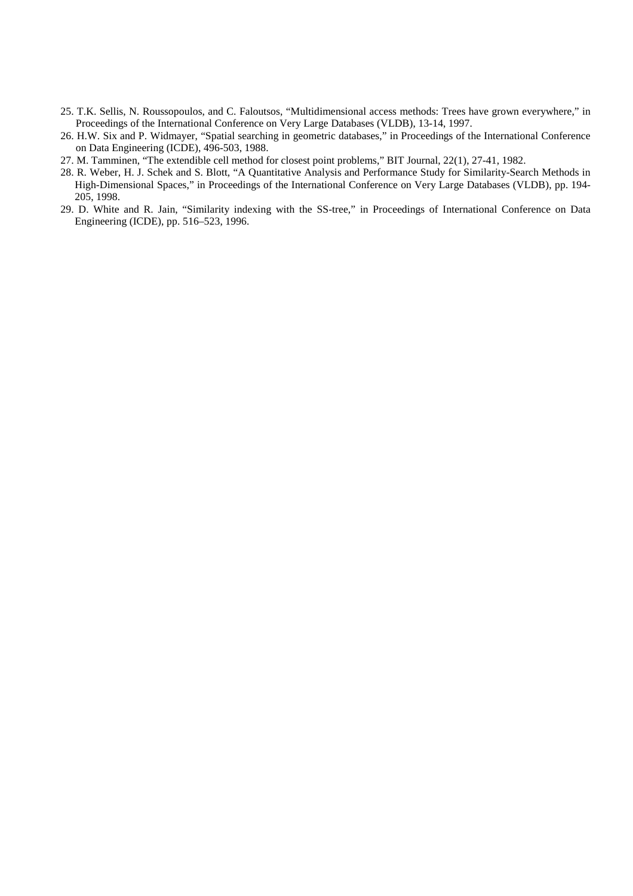25. T.K. Sellis, N. Roussopoulos, and C. Faloutsos, "Multidimensional access methods: Trees have grown everywhere," in Proceedings of the International Conference on Very Large Databases (VLDB), 13-14, 1997.
26. H.W. Six and P. Widmayer, "Spatial searching in geometric databases," in Proceedings of the International Conference on Data Engineering (ICDE), 496-503, 1988.
27. M. Tamminen, "The extendible cell method for closest point problems," BIT Journal, 22(1), 27-41, 1982.
28. R. Weber, H. J. Schek and S. Blott, "A Quantitative Analysis and Performance Study for Similarity-Search Methods in High-Dimensional Spaces," in Proceedings of the International Conference on Very Large Databases (VLDB), pp. 194-205, 1998.
29. D. White and R. Jain, "Similarity indexing with the SS-tree," in Proceedings of International Conference on Data Engineering (ICDE), pp. 516–523, 1996.